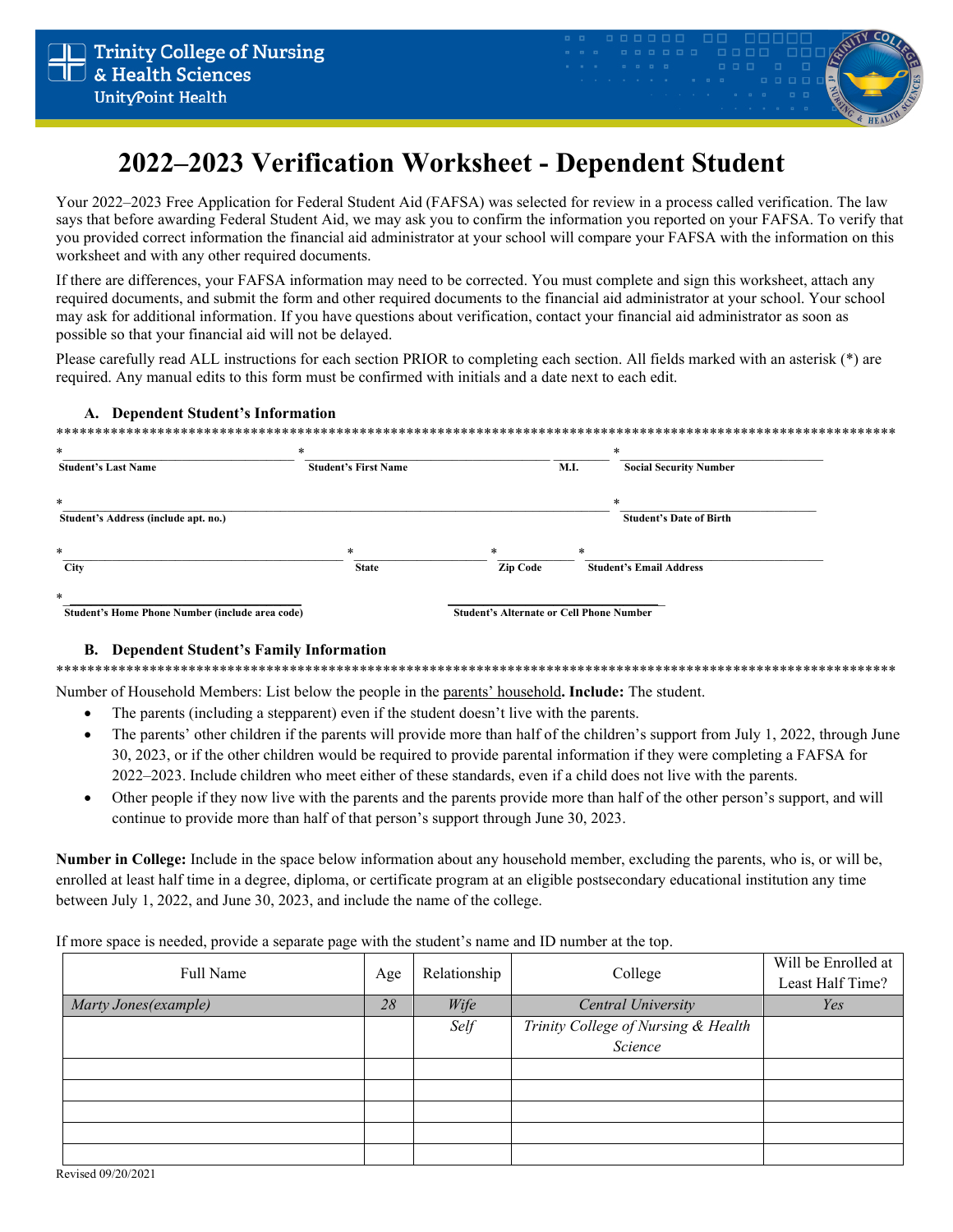Trinity College of Nursing & Health Sciences
UnityPoint Health

# 2022–2023 Verification Worksheet - Dependent Student

Your 2022–2023 Free Application for Federal Student Aid (FAFSA) was selected for review in a process called verification. The law says that before awarding Federal Student Aid, we may ask you to confirm the information you reported on your FAFSA. To verify that you provided correct information the financial aid administrator at your school will compare your FAFSA with the information on this worksheet and with any other required documents.

If there are differences, your FAFSA information may need to be corrected. You must complete and sign this worksheet, attach any required documents, and submit the form and other required documents to the financial aid administrator at your school. Your school may ask for additional information. If you have questions about verification, contact your financial aid administrator as soon as possible so that your financial aid will not be delayed.

Please carefully read ALL instructions for each section PRIOR to completing each section. All fields marked with an asterisk (*) are required. Any manual edits to this form must be confirmed with initials and a date next to each edit.

### A. Dependent Student's Information

*____________________ *____________________ ________ *____________________
**Student's Last Name** **Student's First Name** **M.I.** **Social Security Number**

*________________________________________ *____________________
**Student's Address (include apt. no.)** **Student's Date of Birth**

*____________________ *__________ *__________ *____________________
**City** **State** **Zip Code** **Student's Email Address**

*____________________ ____________________
**Student's Home Phone Number (include area code)** **Student's Alternate or Cell Phone Number**

### B. Dependent Student's Family Information

Number of Household Members: List below the people in the parents' household. **Include:** The student.

- The parents (including a stepparent) even if the student doesn't live with the parents.
- The parents' other children if the parents will provide more than half of the children's support from July 1, 2022, through June 30, 2023, or if the other children would be required to provide parental information if they were completing a FAFSA for 2022–2023. Include children who meet either of these standards, even if a child does not live with the parents.
- Other people if they now live with the parents and the parents provide more than half of the other person's support, and will continue to provide more than half of that person's support through June 30, 2023.

**Number in College:** Include in the space below information about any household member, excluding the parents, who is, or will be, enrolled at least half time in a degree, diploma, or certificate program at an eligible postsecondary educational institution any time between July 1, 2022, and June 30, 2023, and include the name of the college.

If more space is needed, provide a separate page with the student's name and ID number at the top.

| Full Name | Age | Relationship | College | Will be Enrolled at Least Half Time? |
|---|---|---|---|---|
| *Marty Jones(example)* | *28* | *Wife* | *Central University* | *Yes* |
| | | *Self* | *Trinity College of Nursing & Health Science* | |
| | | | | |
| | | | | |
| | | | | |
| | | | | |
| | | | | |

Revised 09/20/2021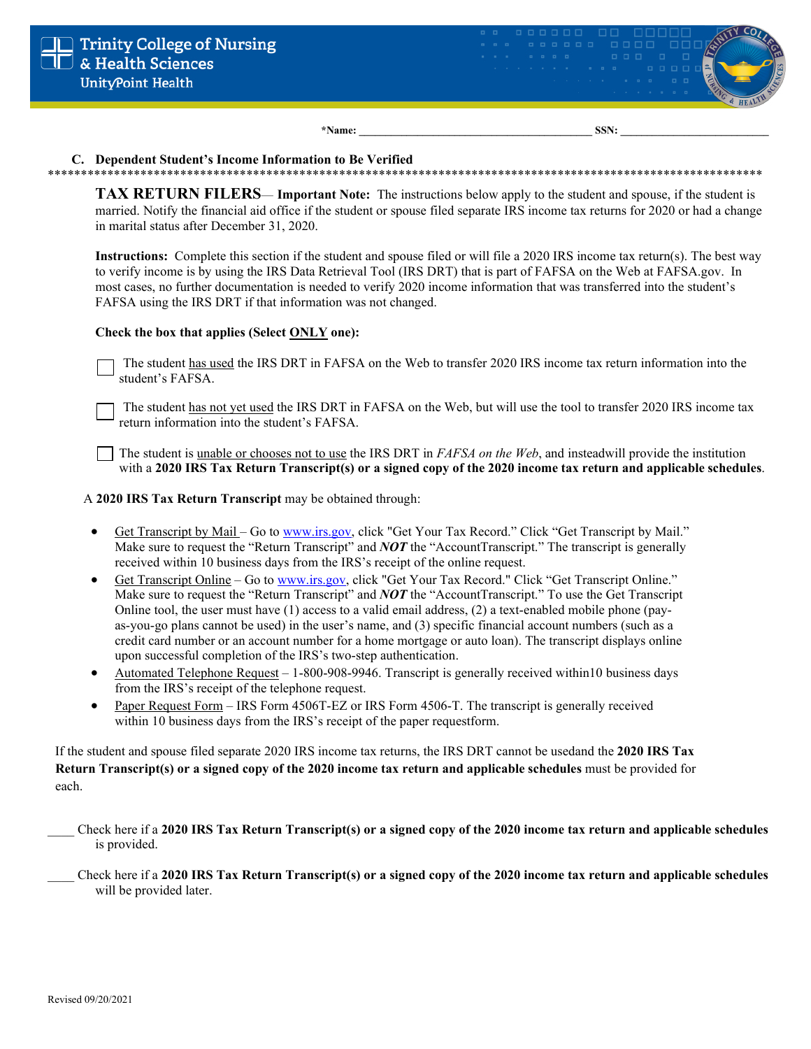**\*Name:** ________________________________________ **SSN:** __________________________

### C. Dependent Student's Income Information to Be Verified

******************************************************************************************************

**TAX RETURN FILERS**— **Important Note:** The instructions below apply to the student and spouse, if the student is married. Notify the financial aid office if the student or spouse filed separate IRS income tax returns for 2020 or had a change in marital status after December 31, 2020.

**Instructions:** Complete this section if the student and spouse filed or will file a 2020 IRS income tax return(s). The best way to verify income is by using the IRS Data Retrieval Tool (IRS DRT) that is part of FAFSA on the Web at FAFSA.gov. In most cases, no further documentation is needed to verify 2020 income information that was transferred into the student's FAFSA using the IRS DRT if that information was not changed.

**Check the box that applies (Select ONLY one):**

☐ The student has used the IRS DRT in FAFSA on the Web to transfer 2020 IRS income tax return information into the student's FAFSA.

☐ The student has not yet used the IRS DRT in FAFSA on the Web, but will use the tool to transfer 2020 IRS income tax return information into the student's FAFSA.

☐ The student is unable or chooses not to use the IRS DRT in *FAFSA on the Web*, and insteadwill provide the institution with a **2020 IRS Tax Return Transcript(s) or a signed copy of the 2020 income tax return and applicable schedules**.

A **2020 IRS Tax Return Transcript** may be obtained through:

- Get Transcript by Mail – Go to www.irs.gov, click "Get Your Tax Record." Click "Get Transcript by Mail." Make sure to request the "Return Transcript" and ***NOT*** the "AccountTranscript." The transcript is generally received within 10 business days from the IRS's receipt of the online request.
- Get Transcript Online – Go to www.irs.gov, click "Get Your Tax Record." Click "Get Transcript Online." Make sure to request the "Return Transcript" and ***NOT*** the "AccountTranscript." To use the Get Transcript Online tool, the user must have (1) access to a valid email address, (2) a text-enabled mobile phone (pay-as-you-go plans cannot be used) in the user's name, and (3) specific financial account numbers (such as a credit card number or an account number for a home mortgage or auto loan). The transcript displays online upon successful completion of the IRS's two-step authentication.
- Automated Telephone Request – 1-800-908-9946. Transcript is generally received within10 business days from the IRS's receipt of the telephone request.
- Paper Request Form – IRS Form 4506T-EZ or IRS Form 4506-T. The transcript is generally received within 10 business days from the IRS's receipt of the paper requestform.

If the student and spouse filed separate 2020 IRS income tax returns, the IRS DRT cannot be usedand the **2020 IRS Tax Return Transcript(s) or a signed copy of the 2020 income tax return and applicable schedules** must be provided for each.

____ Check here if a **2020 IRS Tax Return Transcript(s) or a signed copy of the 2020 income tax return and applicable schedules** is provided.

____ Check here if a **2020 IRS Tax Return Transcript(s) or a signed copy of the 2020 income tax return and applicable schedules** will be provided later.

Revised 09/20/2021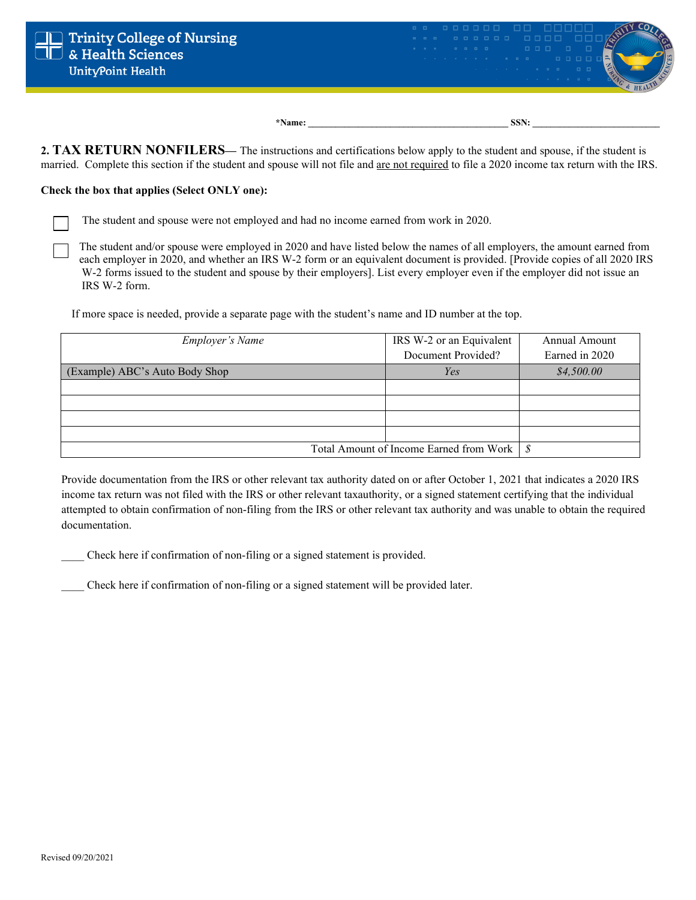**\*Name:** ________________________________________ **SSN:** __________________________

**2. TAX RETURN NONFILERS—** The instructions and certifications below apply to the student and spouse, if the student is married. Complete this section if the student and spouse will not file and are not required to file a 2020 income tax return with the IRS.

**Check the box that applies (Select ONLY one):**

☐ The student and spouse were not employed and had no income earned from work in 2020.

☐ The student and/or spouse were employed in 2020 and have listed below the names of all employers, the amount earned from each employer in 2020, and whether an IRS W-2 form or an equivalent document is provided. [Provide copies of all 2020 IRS W-2 forms issued to the student and spouse by their employers]. List every employer even if the employer did not issue an IRS W-2 form.

If more space is needed, provide a separate page with the student's name and ID number at the top.

| *Employer's Name* | IRS W-2 or an Equivalent Document Provided? | Annual Amount Earned in 2020 |
|---|---|---|
| (Example) ABC's Auto Body Shop | *Yes* | *$4,500.00* |
| | | |
| | | |
| | | |
| | | |
| | Total Amount of Income Earned from Work | $ |

Provide documentation from the IRS or other relevant tax authority dated on or after October 1, 2021 that indicates a 2020 IRS income tax return was not filed with the IRS or other relevant taxauthority, or a signed statement certifying that the individual attempted to obtain confirmation of non-filing from the IRS or other relevant tax authority and was unable to obtain the required documentation.

____ Check here if confirmation of non-filing or a signed statement is provided.

____ Check here if confirmation of non-filing or a signed statement will be provided later.

Revised 09/20/2021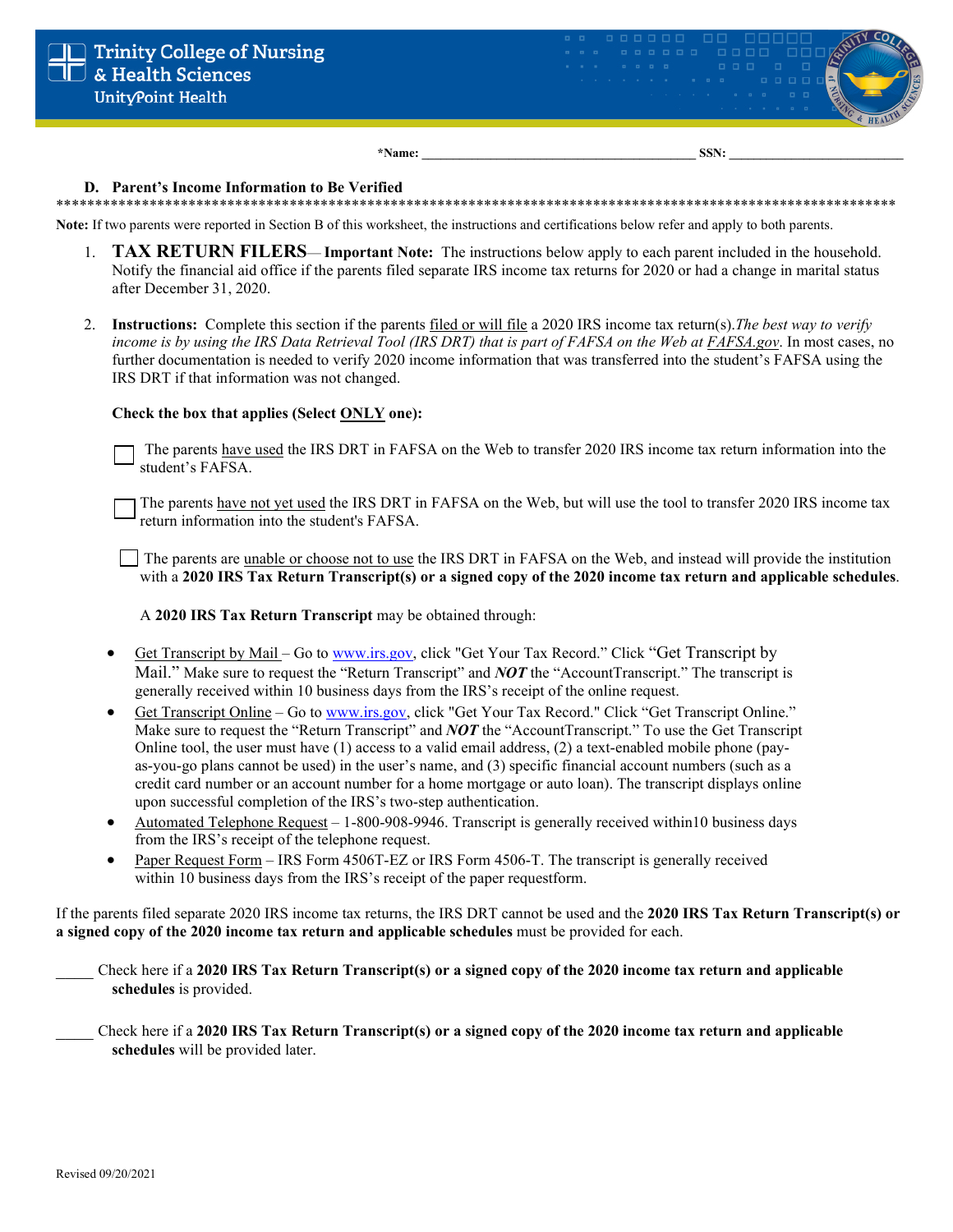**\*Name:** ________________________________________ **SSN:** __________________________

### D. Parent's Income Information to Be Verified

**************************************************************************************************************

**Note:** If two parents were reported in Section B of this worksheet, the instructions and certifications below refer and apply to both parents.

1. **TAX RETURN FILERS**— **Important Note:** The instructions below apply to each parent included in the household. Notify the financial aid office if the parents filed separate IRS income tax returns for 2020 or had a change in marital status after December 31, 2020.

2. **Instructions:** Complete this section if the parents filed or will file a 2020 IRS income tax return(s). *The best way to verify income is by using the IRS Data Retrieval Tool (IRS DRT) that is part of FAFSA on the Web at FAFSA.gov*. In most cases, no further documentation is needed to verify 2020 income information that was transferred into the student's FAFSA using the IRS DRT if that information was not changed.

   **Check the box that applies (Select ONLY one):**

   ☐ The parents have used the IRS DRT in FAFSA on the Web to transfer 2020 IRS income tax return information into the student's FAFSA.

   ☐ The parents have not yet used the IRS DRT in FAFSA on the Web, but will use the tool to transfer 2020 IRS income tax return information into the student's FAFSA.

   ☐ The parents are unable or choose not to use the IRS DRT in FAFSA on the Web, and instead will provide the institution with a **2020 IRS Tax Return Transcript(s) or a signed copy of the 2020 income tax return and applicable schedules**.

   A **2020 IRS Tax Return Transcript** may be obtained through:

   - Get Transcript by Mail – Go to www.irs.gov, click "Get Your Tax Record." Click "Get Transcript by Mail." Make sure to request the "Return Transcript" and ***NOT*** the "AccountTranscript." The transcript is generally received within 10 business days from the IRS's receipt of the online request.
   - Get Transcript Online – Go to www.irs.gov, click "Get Your Tax Record." Click "Get Transcript Online." Make sure to request the "Return Transcript" and ***NOT*** the "AccountTranscript." To use the Get Transcript Online tool, the user must have (1) access to a valid email address, (2) a text-enabled mobile phone (pay-as-you-go plans cannot be used) in the user's name, and (3) specific financial account numbers (such as a credit card number or an account number for a home mortgage or auto loan). The transcript displays online upon successful completion of the IRS's two-step authentication.
   - Automated Telephone Request – 1-800-908-9946. Transcript is generally received within10 business days from the IRS's receipt of the telephone request.
   - Paper Request Form – IRS Form 4506T-EZ or IRS Form 4506-T. The transcript is generally received within 10 business days from the IRS's receipt of the paper requestform.

If the parents filed separate 2020 IRS income tax returns, the IRS DRT cannot be used and the **2020 IRS Tax Return Transcript(s) or a signed copy of the 2020 income tax return and applicable schedules** must be provided for each.

_____ Check here if a **2020 IRS Tax Return Transcript(s) or a signed copy of the 2020 income tax return and applicable schedules** is provided.

_____ Check here if a **2020 IRS Tax Return Transcript(s) or a signed copy of the 2020 income tax return and applicable schedules** will be provided later.

Revised 09/20/2021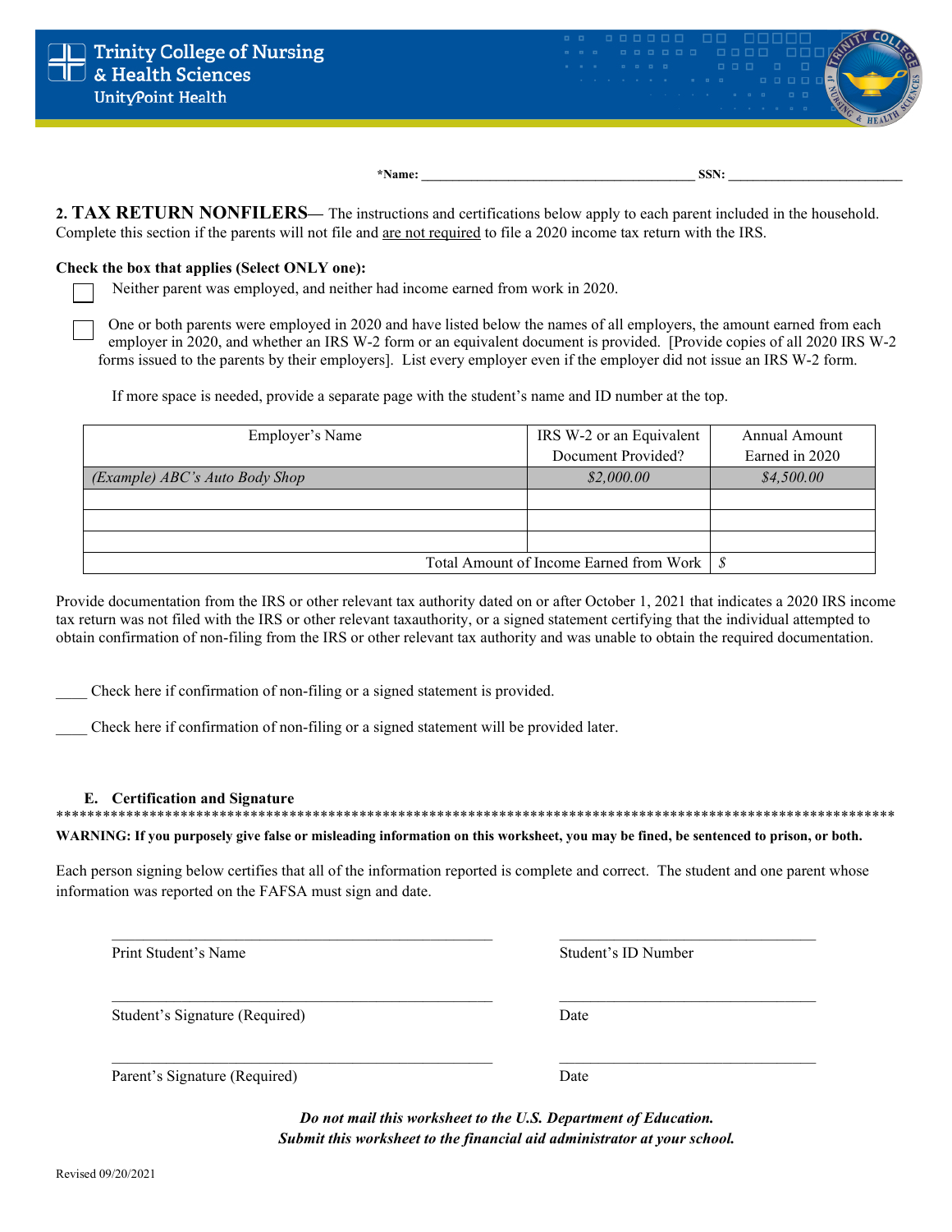**\*Name: \_\_\_\_\_\_\_\_\_\_\_\_\_\_\_\_\_\_\_\_\_\_\_\_\_\_\_\_\_\_\_\_\_\_\_\_\_\_\_\_\_\_ SSN: \_\_\_\_\_\_\_\_\_\_\_\_\_\_\_\_\_\_\_\_\_\_\_\_\_\_\_\_**

**2. TAX RETURN NONFILERS—** The instructions and certifications below apply to each parent included in the household. Complete this section if the parents will not file and are not required to file a 2020 income tax return with the IRS.

**Check the box that applies (Select ONLY one):**

☐ Neither parent was employed, and neither had income earned from work in 2020.

☐ One or both parents were employed in 2020 and have listed below the names of all employers, the amount earned from each employer in 2020, and whether an IRS W-2 form or an equivalent document is provided. [Provide copies of all 2020 IRS W-2 forms issued to the parents by their employers]. List every employer even if the employer did not issue an IRS W-2 form.

If more space is needed, provide a separate page with the student's name and ID number at the top.

| Employer's Name | IRS W-2 or an Equivalent Document Provided? | Annual Amount Earned in 2020 |
|---|---|---|
| *(Example) ABC's Auto Body Shop* | *$2,000.00* | *$4,500.00* |
| | | |
| | | |
| | | |
| Total Amount of Income Earned from Work | | $ |

Provide documentation from the IRS or other relevant tax authority dated on or after October 1, 2021 that indicates a 2020 IRS income tax return was not filed with the IRS or other relevant taxauthority, or a signed statement certifying that the individual attempted to obtain confirmation of non-filing from the IRS or other relevant tax authority and was unable to obtain the required documentation.

\_\_\_\_ Check here if confirmation of non-filing or a signed statement is provided.

\_\_\_\_ Check here if confirmation of non-filing or a signed statement will be provided later.

### E. Certification and Signature

\*\*\*\*\*\*\*\*\*\*\*\*\*\*\*\*\*\*\*\*\*\*\*\*\*\*\*\*\*\*\*\*\*\*\*\*\*\*\*\*\*\*\*\*\*\*\*\*\*\*\*\*\*\*\*\*\*\*\*\*\*\*\*\*\*\*\*\*\*\*\*\*\*\*\*\*\*\*\*\*\*\*\*\*\*\*\*\*\*\*\*\*\*\*\*\*\*\*\*\*\*\*\*\*\*\*\*\*\*\*\*\*

**WARNING: If you purposely give false or misleading information on this worksheet, you may be fined, be sentenced to prison, or both.**

Each person signing below certifies that all of the information reported is complete and correct. The student and one parent whose information was reported on the FAFSA must sign and date.

\_\_\_\_\_\_\_\_\_\_\_\_\_\_\_\_\_\_\_\_\_\_\_\_\_\_\_\_\_\_\_\_\_\_\_\_\_\_\_\_\_\_ \_\_\_\_\_\_\_\_\_\_\_\_\_\_\_\_\_\_\_\_\_\_\_\_\_\_\_\_\_\_\_\_
Print Student's Name Student's ID Number

\_\_\_\_\_\_\_\_\_\_\_\_\_\_\_\_\_\_\_\_\_\_\_\_\_\_\_\_\_\_\_\_\_\_\_\_\_\_\_\_\_\_ \_\_\_\_\_\_\_\_\_\_\_\_\_\_\_\_\_\_\_\_\_\_\_\_\_\_\_\_\_\_\_\_
Student's Signature (Required) Date

\_\_\_\_\_\_\_\_\_\_\_\_\_\_\_\_\_\_\_\_\_\_\_\_\_\_\_\_\_\_\_\_\_\_\_\_\_\_\_\_\_\_ \_\_\_\_\_\_\_\_\_\_\_\_\_\_\_\_\_\_\_\_\_\_\_\_\_\_\_\_\_\_\_\_
Parent's Signature (Required) Date

***Do not mail this worksheet to the U.S. Department of Education.***
***Submit this worksheet to the financial aid administrator at your school.***

Revised 09/20/2021